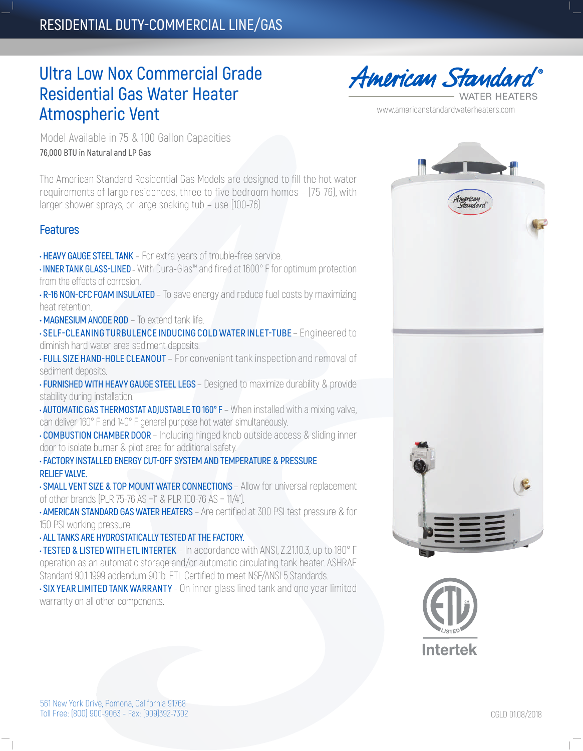RESIDENTIAL DUTY-COMMERCIAL LINE/GAS

# Ultra Low Nox Commercial Grade Residential Gas Water Heater Atmospheric Vent

American Standard® WATER HEATERS

www.americanstandardwaterheaters.com

Model Available in 75 & 100 Gallon Capacities

**76,000 BTU in Natural and LP Gas**

The American Standard Residential Gas Models are designed to fill the hot water requirements of large residences, three to five bedroom homes – (75-76), with larger shower sprays, or large soaking tub – use (100-76)

## Features

- **HEAVY GAUGE STEEL TANK** – For extra years of trouble-free service.
- **INNER TANK GLASS-LINED** - With Dura-Glas™ and fired at 1600° F for optimum protection from the effects of corrosion.
- **R-16 NON-CFC FOAM INSULATED** – To save energy and reduce fuel costs by maximizing heat retention.
- **MAGNESIUM ANODE ROD** – To extend tank life.
- **SELF-CLEANING TURBULENCE INDUCING COLD WATER INLET-TUBE** – Engineered to diminish hard water area sediment deposits.
- **FULL SIZE HAND-HOLE CLEANOUT** – For convenient tank inspection and removal of sediment deposits.
- **FURNISHED WITH HEAVY GAUGE STEEL LEGS** – Designed to maximize durability & provide stability during installation.
- **AUTOMATIC GAS THERMOSTAT ADJUSTABLE TO 160° F** – When installed with a mixing valve, can deliver 160° F and 140° F general purpose hot water simultaneously.
- **COMBUSTION CHAMBER DOOR** – Including hinged knob outside access & sliding inner door to isolate burner & pilot area for additional safety.
- **FACTORY INSTALLED ENERGY CUT-OFF SYSTEM AND TEMPERATURE & PRESSURE RELIEF VALVE.**
- **SMALL VENT SIZE & TOP MOUNT WATER CONNECTIONS** – Allow for universal replacement of other brands (PLR 75-76 AS =1" & PLR 100-76 AS = 1 1/4").
- **AMERICAN STANDARD GAS WATER HEATERS** – Are certified at 300 PSI test pressure & for 150 PSI working pressure.
- **ALL TANKS ARE HYDROSTATICALLY TESTED AT THE FACTORY.**
- **TESTED & LISTED WITH ETL INTERTEK** – In accordance with ANSI, Z.21.10.3, up to 180° F operation as an automatic storage and/or automatic circulating tank heater. ASHRAE Standard 90.1 1999 addendum 90.1b. ETL Certified to meet NSF/ANSI 5 Standards.
- **SIX YEAR LIMITED TANK WARRANTY** - On inner glass lined tank and one year limited warranty on all other components.

ETL LISTED Intertek

561 New York Drive, Pomona, California 91768
Toll Free: (800) 900-9063 - Fax: (909)392-7302

CGLD 01.08/2018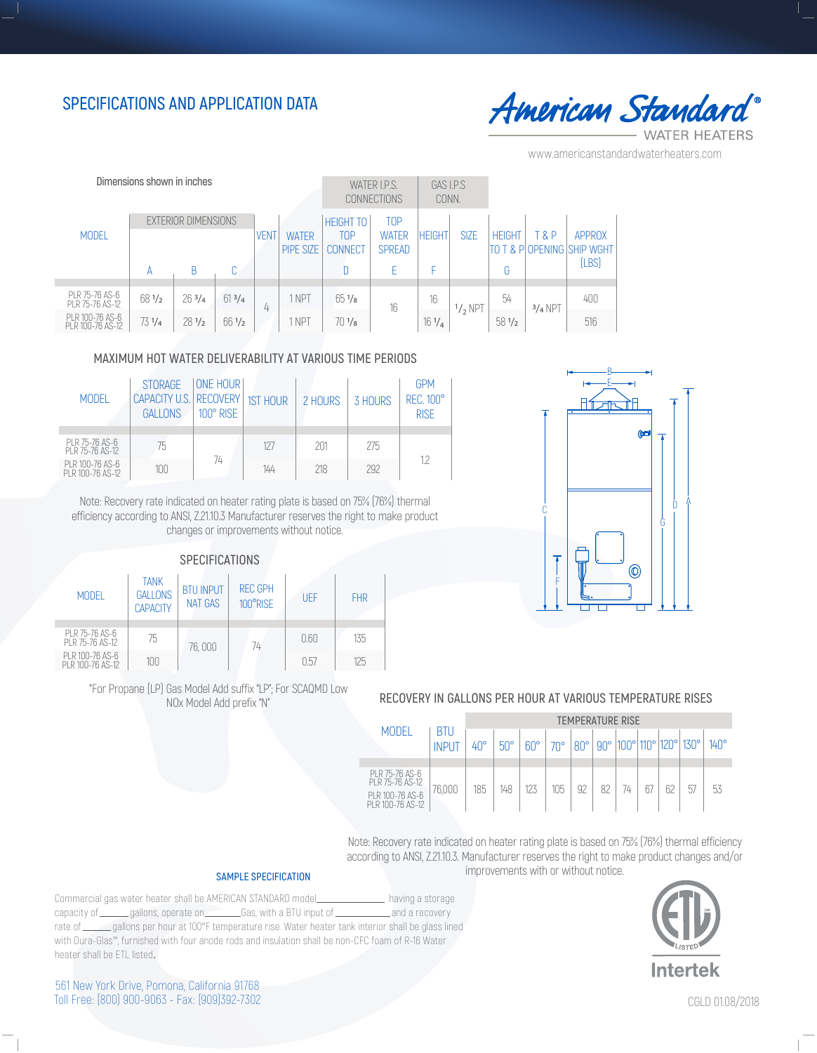# SPECIFICATIONS AND APPLICATION DATA

American Standard®
WATER HEATERS

www.americanstandardwaterheaters.com

Dimensions shown in inches

| MODEL | EXTERIOR DIMENSIONS | | | VENT | WATER PIPE SIZE | WATER I.P.S. CONNECTIONS | | GAS I.P.S CONN. | | HEIGHT TO T & P | T & P OPENING | APPROX SHIP WGHT (LBS) |
|---|---|---|---|---|---|---|---|---|---|---|---|---|
| | A | B | C | | | HEIGHT TO TOP CONNECT D | TOP WATER SPREAD E | HEIGHT F | SIZE | G | | |
| PLR 75-76 AS-6 PLR 75-76 AS-12 | 68 1/2 | 26 3/4 | 61 3/4 | 4 | 1 NPT | 65 1/8 | 16 | 16 | 1/2 NPT | 54 | 3/4 NPT | 400 |
| PLR 100-76 AS-6 PLR 100-76 AS-12 | 73 1/4 | 28 1/2 | 66 1/2 | 4 | 1 NPT | 70 1/8 | 16 | 16 1/4 | 1/2 NPT | 58 1/2 | 3/4 NPT | 516 |

## MAXIMUM HOT WATER DELIVERABILITY AT VARIOUS TIME PERIODS

| MODEL | STORAGE CAPACITY U.S. GALLONS | ONE HOUR RECOVERY 100° RISE | 1ST HOUR | 2 HOURS | 3 HOURS | GPM REC. 100° RISE |
|---|---|---|---|---|---|---|
| PLR 75-76 AS-6 PLR 75-76 AS-12 | 75 | 74 | 127 | 201 | 275 | 1.2 |
| PLR 100-76 AS-6 PLR 100-76 AS-12 | 100 | 74 | 144 | 218 | 292 | 1.2 |

Note: Recovery rate indicated on heater rating plate is based on 75% (76%) thermal efficiency according to ANSI, Z.21.10.3 Manufacturer reserves the right to make product changes or improvements without notice.

## SPECIFICATIONS

| MODEL | TANK GALLONS CAPACITY | BTU INPUT NAT GAS | REC GPH 100°RISE | UEF | FHR |
|---|---|---|---|---|---|
| PLR 75-76 AS-6 PLR 75-76 AS-12 | 75 | 76, 000 | 74 | 0.60 | 135 |
| PLR 100-76 AS-6 PLR 100-76 AS-12 | 100 | 76, 000 | 74 | 0.57 | 125 |

*For Propane (LP) Gas Model Add suffix "LP"; For SCAQMD Low NOx Model Add prefix "N"

## RECOVERY IN GALLONS PER HOUR AT VARIOUS TEMPERATURE RISES

| MODEL | BTU INPUT | TEMPERATURE RISE | | | | | | | | | | |
|---|---|---|---|---|---|---|---|---|---|---|---|---|
| | | 40° | 50° | 60° | 70° | 80° | 90° | 100° | 110° | 120° | 130° | 140° |
| PLR 75-76 AS-6 PLR 75-76 AS-12 PLR 100-76 AS-6 PLR 100-76 AS-12 | 76,000 | 185 | 148 | 123 | 105 | 92 | 82 | 74 | 67 | 62 | 57 | 53 |

Note: Recovery rate indicated on heater rating plate is based on 75% (76%) thermal efficiency according to ANSI, Z.21.10.3. Manufacturer reserves the right to make product changes and/or improvements with or without notice.

### SAMPLE SPECIFICATION

Commercial gas water heater shall be AMERICAN STANDARD model\_\_\_\_\_\_\_\_\_\_\_\_ having a storage capacity of\_\_\_\_\_\_gallons, operate on\_\_\_\_\_\_\_Gas, with a BTU input of\_\_\_\_\_\_\_\_\_\_and a recovery rate of\_\_\_\_\_gallons per hour at 100°F temperature rise. Water heater tank interior shall be glass lined with Dura-Glas™, furnished with four anode rods and insulation shall be non-CFC foam of R-16 Water heater shall be ETL listed.

561 New York Drive, Pomona, California 91768
Toll Free: (800) 900-9063 - Fax: (909)392-7302

ETL LISTED Intertek

CGLD 01.08/2018